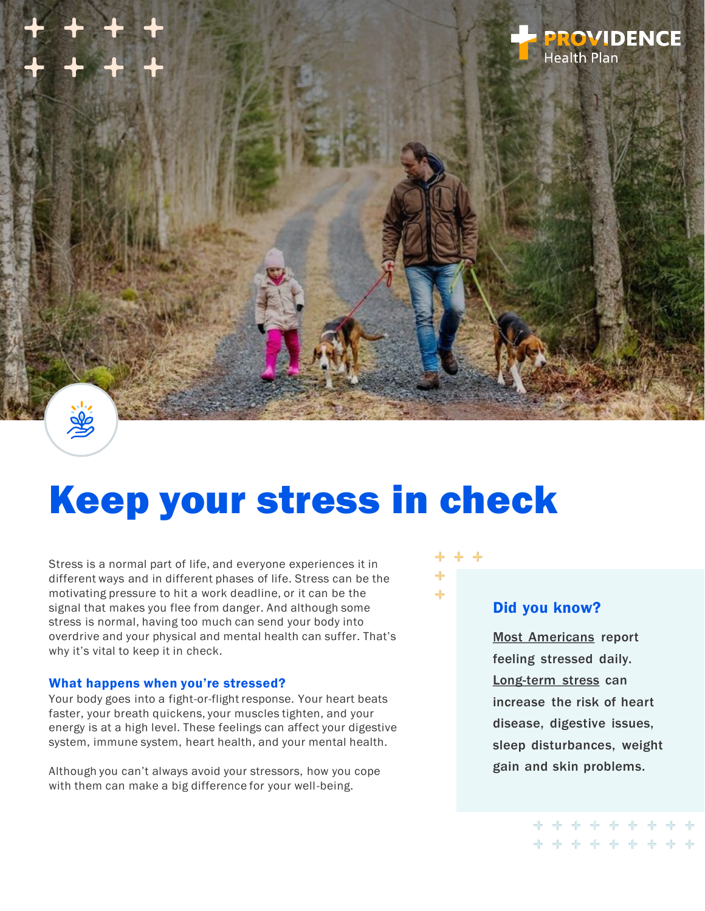PROVIDENCE Health Plan

# Keep your stress in check

Stress is a normal part of life, and everyone experiences it in different ways and in different phases of life. Stress can be the motivating pressure to hit a work deadline, or it can be the signal that makes you flee from danger. And although some stress is normal, having too much can send your body into overdrive and your physical and mental health can suffer. That's why it's vital to keep it in check.

### What happens when you're stressed?

Your body goes into a fight-or-flight response. Your heart beats faster, your breath quickens, your muscles tighten, and your energy is at a high level. These feelings can affect your digestive system, immune system, heart health, and your mental health.

Although you can't always avoid your stressors, how you cope with them can make a big difference for your well-being.

### Did you know?

**Most Americans report feeling stressed daily. Long-term stress can increase the risk of heart disease, digestive issues, sleep disturbances, weight gain and skin problems.**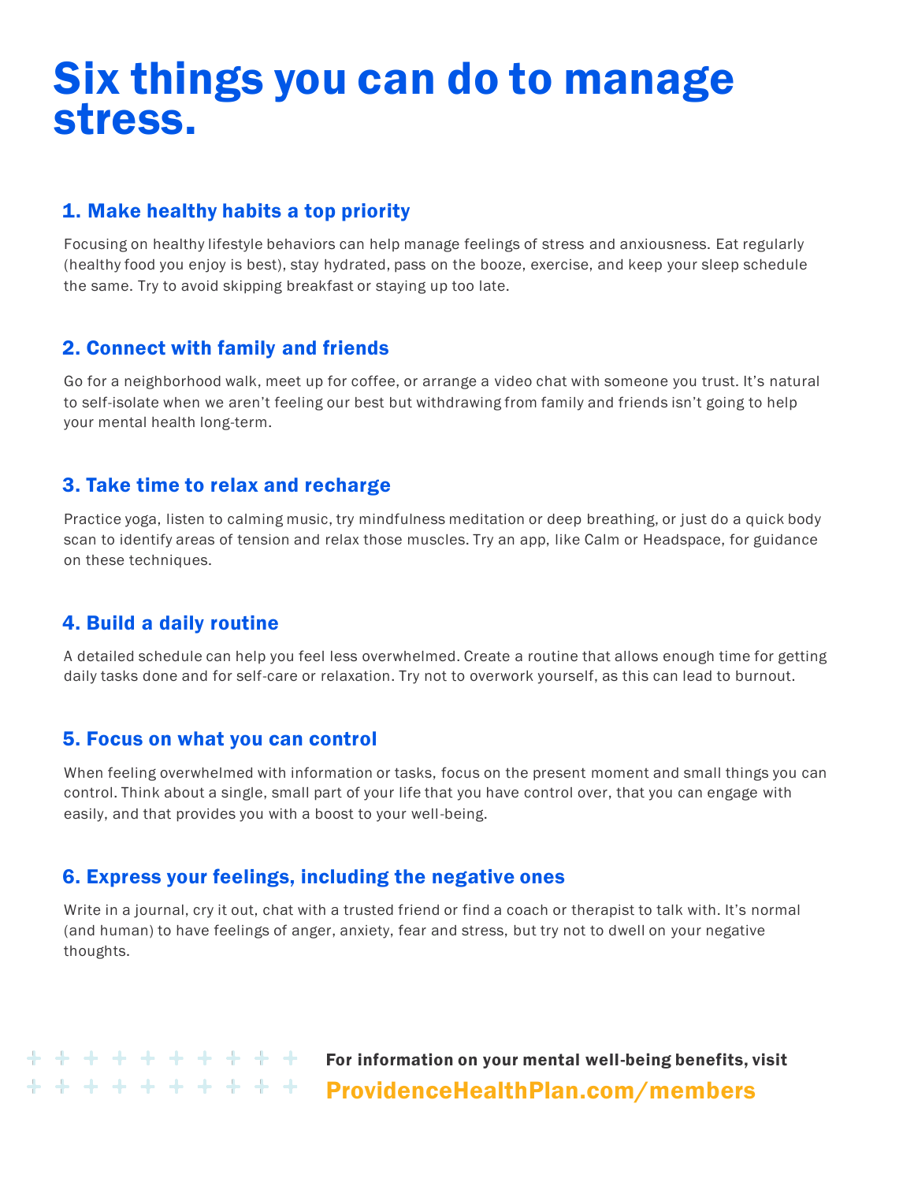# Six things you can do to manage stress.

## 1. Make healthy habits a top priority

Focusing on healthy lifestyle behaviors can help manage feelings of stress and anxiousness. Eat regularly (healthy food you enjoy is best), stay hydrated, pass on the booze, exercise, and keep your sleep schedule the same. Try to avoid skipping breakfast or staying up too late.

## 2. Connect with family and friends

Go for a neighborhood walk, meet up for coffee, or arrange a video chat with someone you trust. It's natural to self-isolate when we aren't feeling our best but withdrawing from family and friends isn't going to help your mental health long-term.

## 3. Take time to relax and recharge

Practice yoga, listen to calming music, try mindfulness meditation or deep breathing, or just do a quick body scan to identify areas of tension and relax those muscles. Try an app, like Calm or Headspace, for guidance on these techniques.

## 4. Build a daily routine

A detailed schedule can help you feel less overwhelmed. Create a routine that allows enough time for getting daily tasks done and for self-care or relaxation. Try not to overwork yourself, as this can lead to burnout.

## 5. Focus on what you can control

When feeling overwhelmed with information or tasks, focus on the present moment and small things you can control. Think about a single, small part of your life that you have control over, that you can engage with easily, and that provides you with a boost to your well-being.

## 6. Express your feelings, including the negative ones

Write in a journal, cry it out, chat with a trusted friend or find a coach or therapist to talk with. It's normal (and human) to have feelings of anger, anxiety, fear and stress, but try not to dwell on your negative thoughts.

**For information on your mental well-being benefits, visit**
**ProvidenceHealthPlan.com/members**